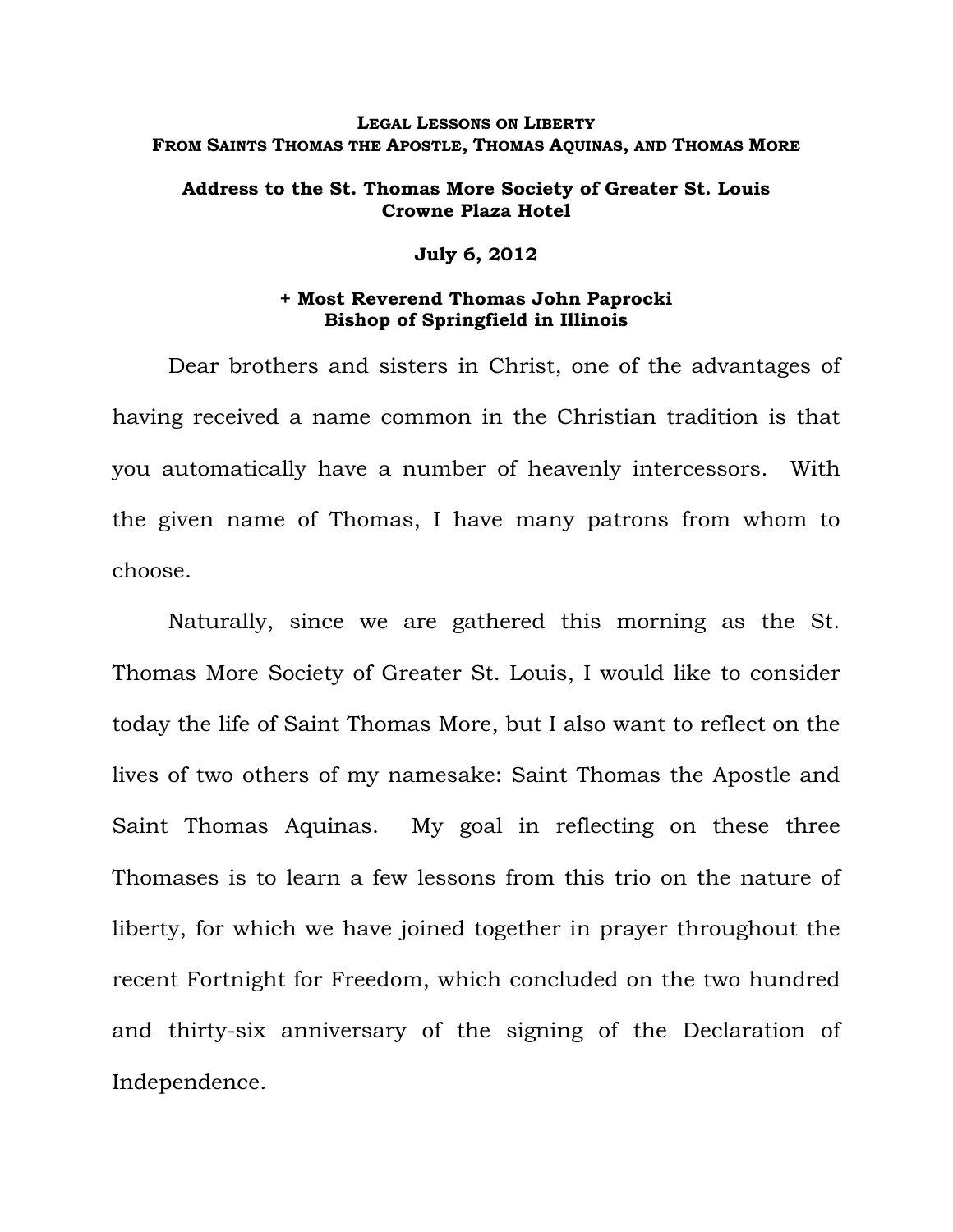# Legal Lessons on Liberty
# From Saints Thomas the Apostle, Thomas Aquinas, and Thomas More

**Address to the St. Thomas More Society of Greater St. Louis**
**Crowne Plaza Hotel**

**July 6, 2012**

**+ Most Reverend Thomas John Paprocki**
**Bishop of Springfield in Illinois**

Dear brothers and sisters in Christ, one of the advantages of having received a name common in the Christian tradition is that you automatically have a number of heavenly intercessors. With the given name of Thomas, I have many patrons from whom to choose.

Naturally, since we are gathered this morning as the St. Thomas More Society of Greater St. Louis, I would like to consider today the life of Saint Thomas More, but I also want to reflect on the lives of two others of my namesake: Saint Thomas the Apostle and Saint Thomas Aquinas. My goal in reflecting on these three Thomases is to learn a few lessons from this trio on the nature of liberty, for which we have joined together in prayer throughout the recent Fortnight for Freedom, which concluded on the two hundred and thirty-six anniversary of the signing of the Declaration of Independence.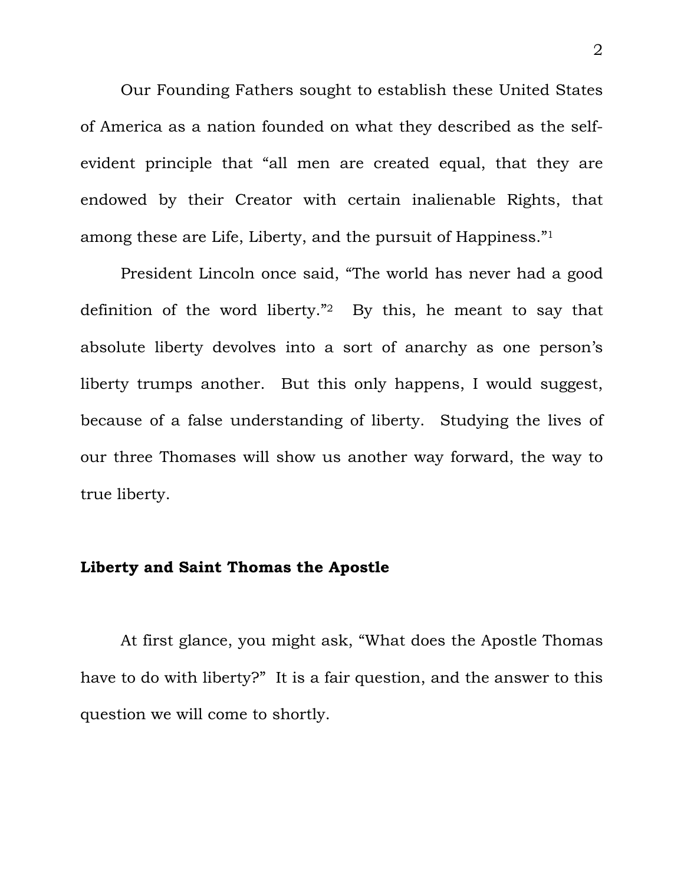Our Founding Fathers sought to establish these United States of America as a nation founded on what they described as the self-evident principle that "all men are created equal, that they are endowed by their Creator with certain inalienable Rights, that among these are Life, Liberty, and the pursuit of Happiness."[1]

President Lincoln once said, "The world has never had a good definition of the word liberty."[2] By this, he meant to say that absolute liberty devolves into a sort of anarchy as one person's liberty trumps another. But this only happens, I would suggest, because of a false understanding of liberty. Studying the lives of our three Thomases will show us another way forward, the way to true liberty.

## Liberty and Saint Thomas the Apostle

At first glance, you might ask, "What does the Apostle Thomas have to do with liberty?" It is a fair question, and the answer to this question we will come to shortly.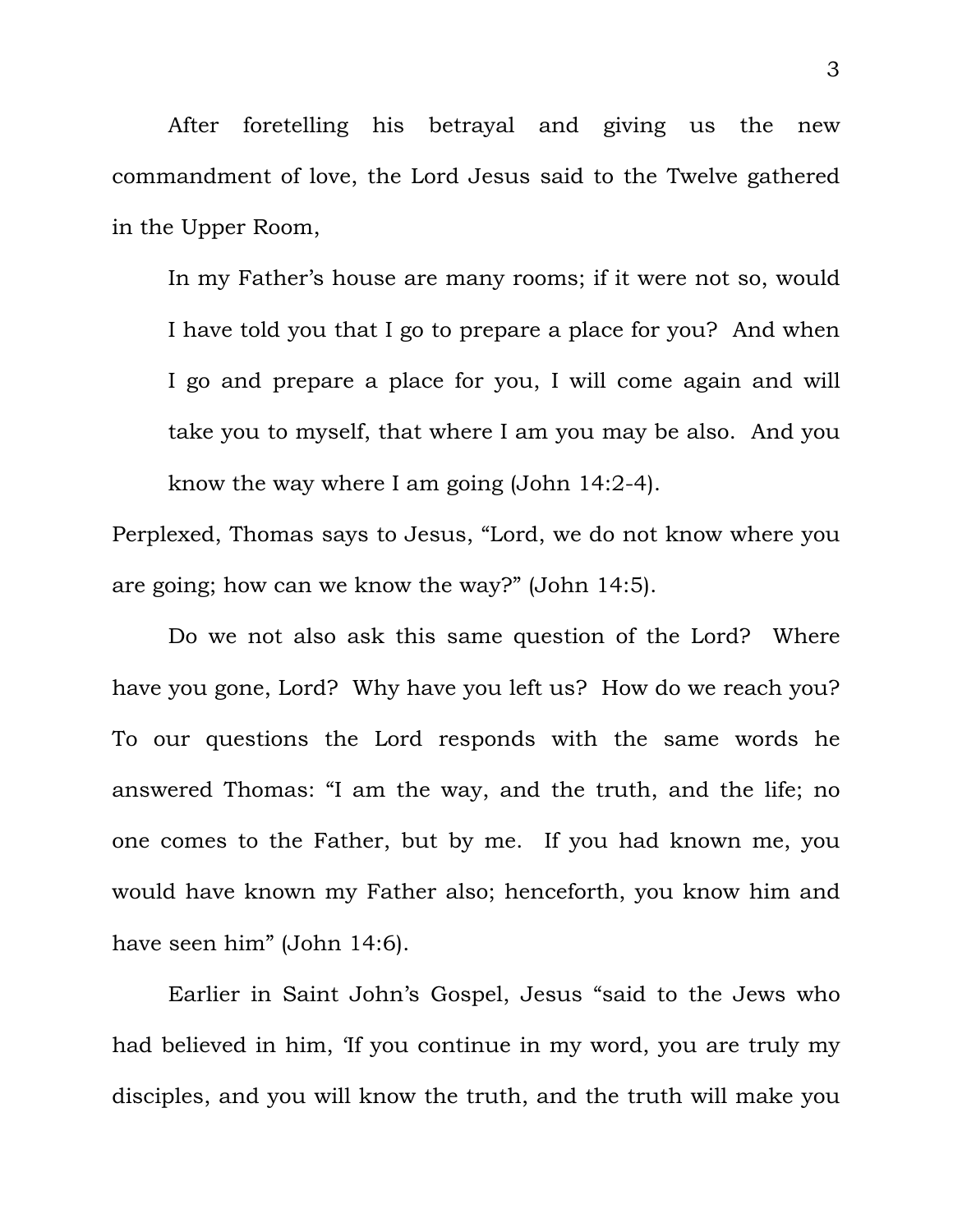After foretelling his betrayal and giving us the new commandment of love, the Lord Jesus said to the Twelve gathered in the Upper Room,

> In my Father's house are many rooms; if it were not so, would I have told you that I go to prepare a place for you? And when I go and prepare a place for you, I will come again and will take you to myself, that where I am you may be also. And you know the way where I am going (John 14:2-4).

Perplexed, Thomas says to Jesus, "Lord, we do not know where you are going; how can we know the way?" (John 14:5).

Do we not also ask this same question of the Lord? Where have you gone, Lord? Why have you left us? How do we reach you? To our questions the Lord responds with the same words he answered Thomas: "I am the way, and the truth, and the life; no one comes to the Father, but by me. If you had known me, you would have known my Father also; henceforth, you know him and have seen him" (John 14:6).

Earlier in Saint John's Gospel, Jesus "said to the Jews who had believed in him, 'If you continue in my word, you are truly my disciples, and you will know the truth, and the truth will make you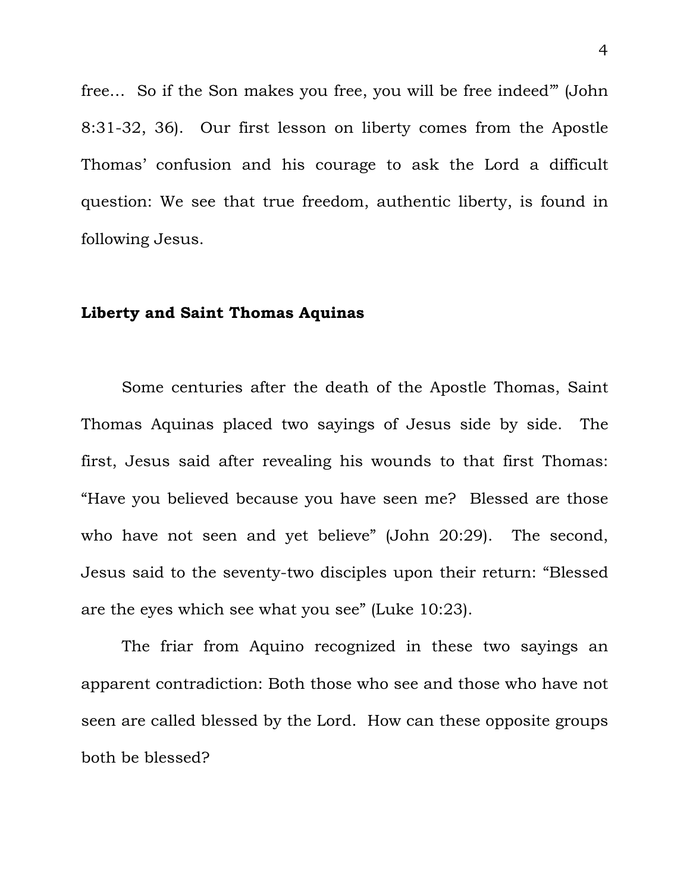free… So if the Son makes you free, you will be free indeed'" (John 8:31-32, 36). Our first lesson on liberty comes from the Apostle Thomas' confusion and his courage to ask the Lord a difficult question: We see that true freedom, authentic liberty, is found in following Jesus.

**Liberty and Saint Thomas Aquinas**

Some centuries after the death of the Apostle Thomas, Saint Thomas Aquinas placed two sayings of Jesus side by side. The first, Jesus said after revealing his wounds to that first Thomas: "Have you believed because you have seen me? Blessed are those who have not seen and yet believe" (John 20:29). The second, Jesus said to the seventy-two disciples upon their return: "Blessed are the eyes which see what you see" (Luke 10:23).

The friar from Aquino recognized in these two sayings an apparent contradiction: Both those who see and those who have not seen are called blessed by the Lord. How can these opposite groups both be blessed?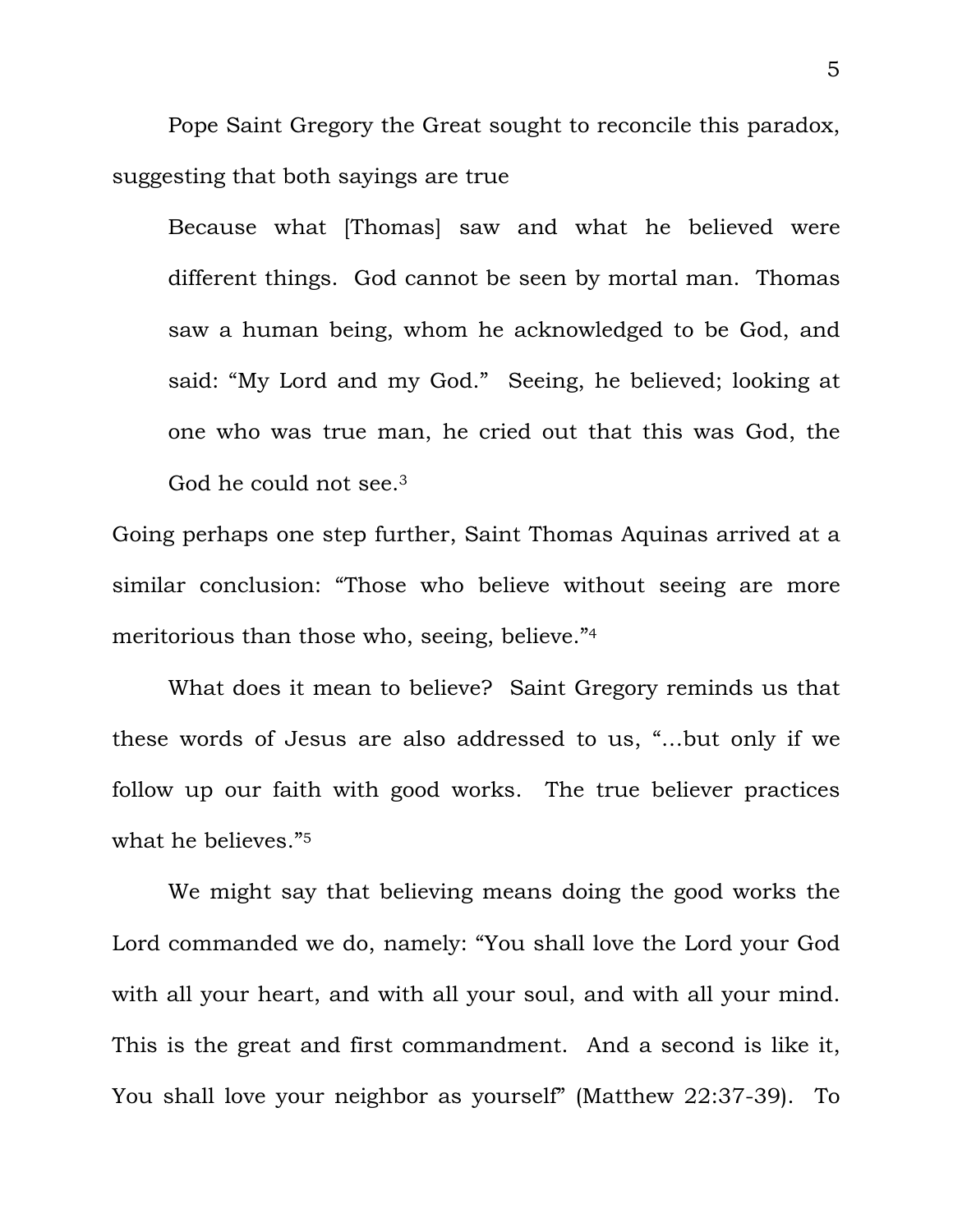Pope Saint Gregory the Great sought to reconcile this paradox, suggesting that both sayings are true

> Because what [Thomas] saw and what he believed were different things. God cannot be seen by mortal man. Thomas saw a human being, whom he acknowledged to be God, and said: "My Lord and my God." Seeing, he believed; looking at one who was true man, he cried out that this was God, the God he could not see.[3]

Going perhaps one step further, Saint Thomas Aquinas arrived at a similar conclusion: "Those who believe without seeing are more meritorious than those who, seeing, believe."[4]

What does it mean to believe? Saint Gregory reminds us that these words of Jesus are also addressed to us, "…but only if we follow up our faith with good works. The true believer practices what he believes."[5]

We might say that believing means doing the good works the Lord commanded we do, namely: "You shall love the Lord your God with all your heart, and with all your soul, and with all your mind. This is the great and first commandment. And a second is like it, You shall love your neighbor as yourself" (Matthew 22:37-39). To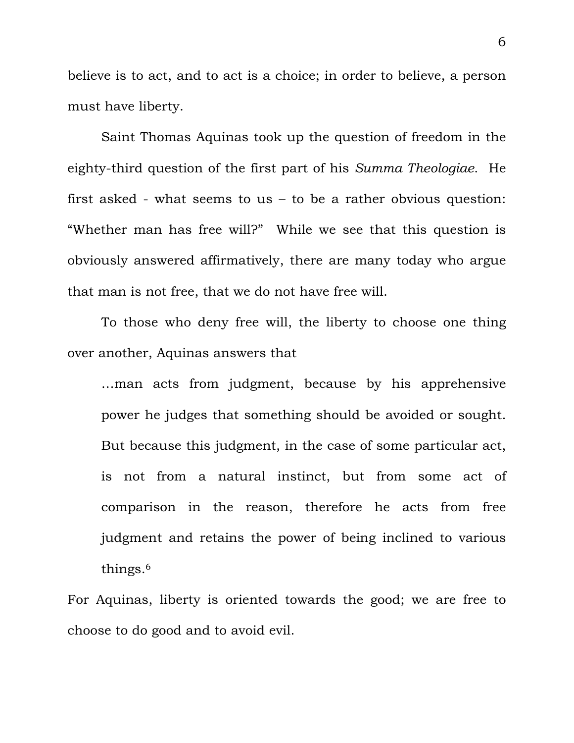believe is to act, and to act is a choice; in order to believe, a person must have liberty.

Saint Thomas Aquinas took up the question of freedom in the eighty-third question of the first part of his *Summa Theologiae*. He first asked - what seems to us – to be a rather obvious question: “Whether man has free will?” While we see that this question is obviously answered affirmatively, there are many today who argue that man is not free, that we do not have free will.

To those who deny free will, the liberty to choose one thing over another, Aquinas answers that

> …man acts from judgment, because by his apprehensive power he judges that something should be avoided or sought. But because this judgment, in the case of some particular act, is not from a natural instinct, but from some act of comparison in the reason, therefore he acts from free judgment and retains the power of being inclined to various things.[6]

For Aquinas, liberty is oriented towards the good; we are free to choose to do good and to avoid evil.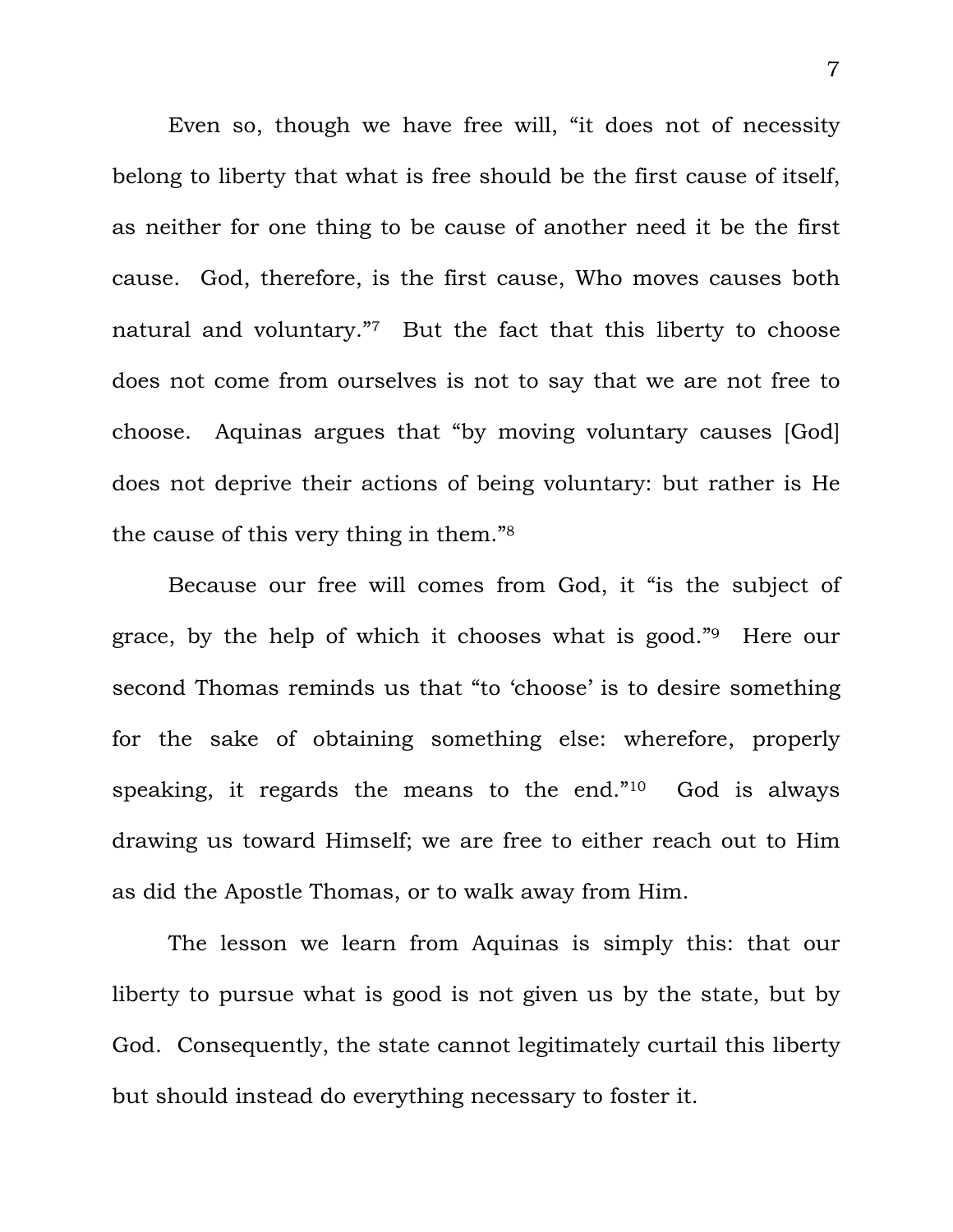Even so, though we have free will, "it does not of necessity belong to liberty that what is free should be the first cause of itself, as neither for one thing to be cause of another need it be the first cause. God, therefore, is the first cause, Who moves causes both natural and voluntary."[7] But the fact that this liberty to choose does not come from ourselves is not to say that we are not free to choose. Aquinas argues that "by moving voluntary causes [God] does not deprive their actions of being voluntary: but rather is He the cause of this very thing in them."[8]

Because our free will comes from God, it "is the subject of grace, by the help of which it chooses what is good."[9] Here our second Thomas reminds us that "to 'choose' is to desire something for the sake of obtaining something else: wherefore, properly speaking, it regards the means to the end."[10] God is always drawing us toward Himself; we are free to either reach out to Him as did the Apostle Thomas, or to walk away from Him.

The lesson we learn from Aquinas is simply this: that our liberty to pursue what is good is not given us by the state, but by God. Consequently, the state cannot legitimately curtail this liberty but should instead do everything necessary to foster it.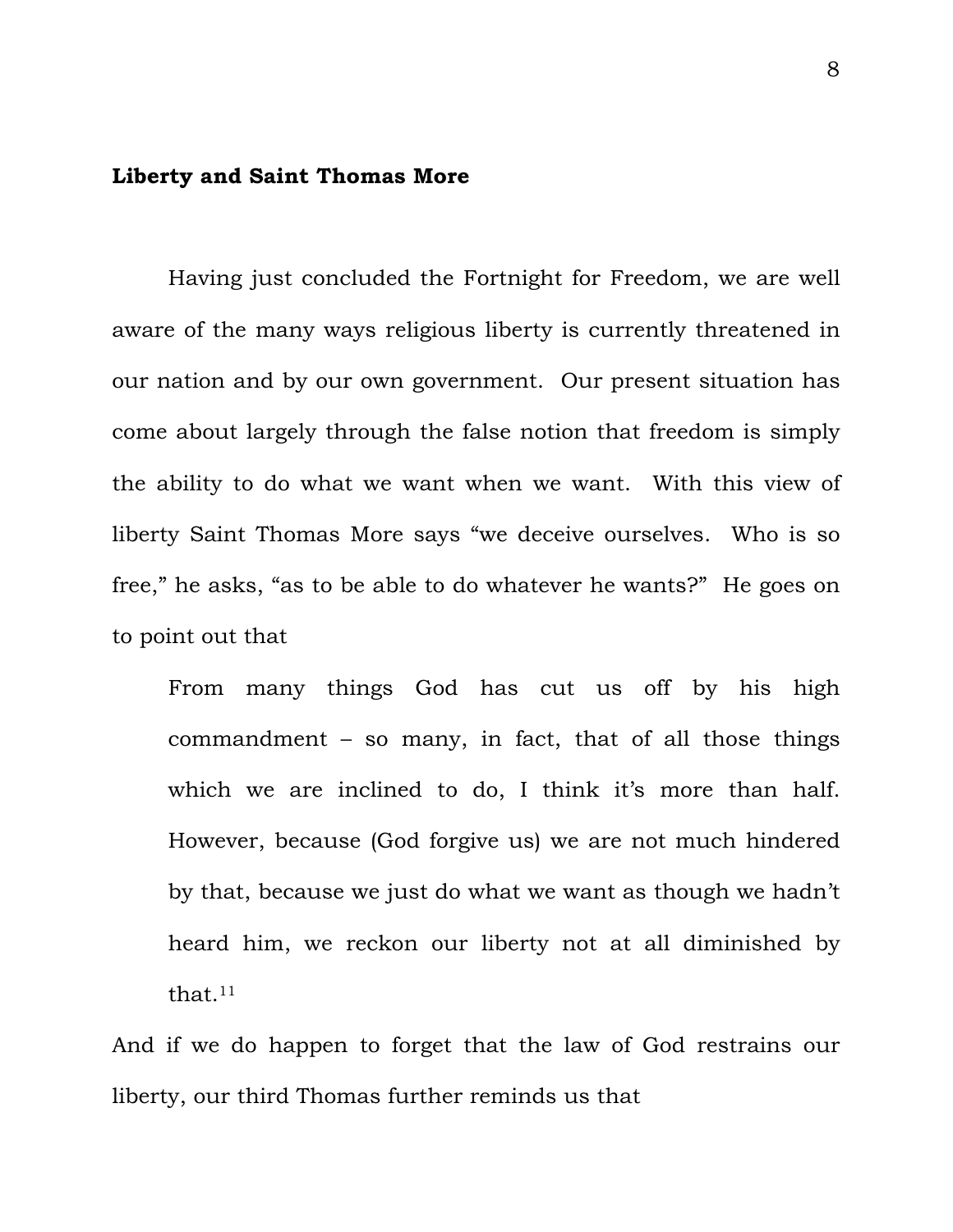**Liberty and Saint Thomas More**

Having just concluded the Fortnight for Freedom, we are well aware of the many ways religious liberty is currently threatened in our nation and by our own government. Our present situation has come about largely through the false notion that freedom is simply the ability to do what we want when we want. With this view of liberty Saint Thomas More says "we deceive ourselves. Who is so free," he asks, "as to be able to do whatever he wants?" He goes on to point out that

> From many things God has cut us off by his high commandment – so many, in fact, that of all those things which we are inclined to do, I think it's more than half. However, because (God forgive us) we are not much hindered by that, because we just do what we want as though we hadn't heard him, we reckon our liberty not at all diminished by that.[11]

And if we do happen to forget that the law of God restrains our liberty, our third Thomas further reminds us that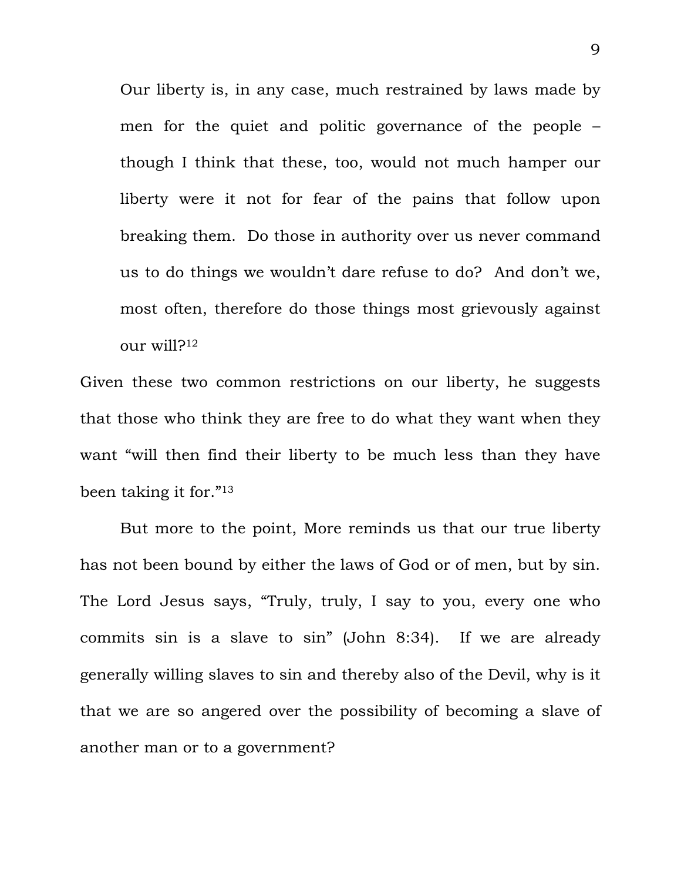> Our liberty is, in any case, much restrained by laws made by men for the quiet and politic governance of the people – though I think that these, too, would not much hamper our liberty were it not for fear of the pains that follow upon breaking them. Do those in authority over us never command us to do things we wouldn't dare refuse to do? And don't we, most often, therefore do those things most grievously against our will?[12]

Given these two common restrictions on our liberty, he suggests that those who think they are free to do what they want when they want "will then find their liberty to be much less than they have been taking it for."[13]

But more to the point, More reminds us that our true liberty has not been bound by either the laws of God or of men, but by sin. The Lord Jesus says, "Truly, truly, I say to you, every one who commits sin is a slave to sin" (John 8:34). If we are already generally willing slaves to sin and thereby also of the Devil, why is it that we are so angered over the possibility of becoming a slave of another man or to a government?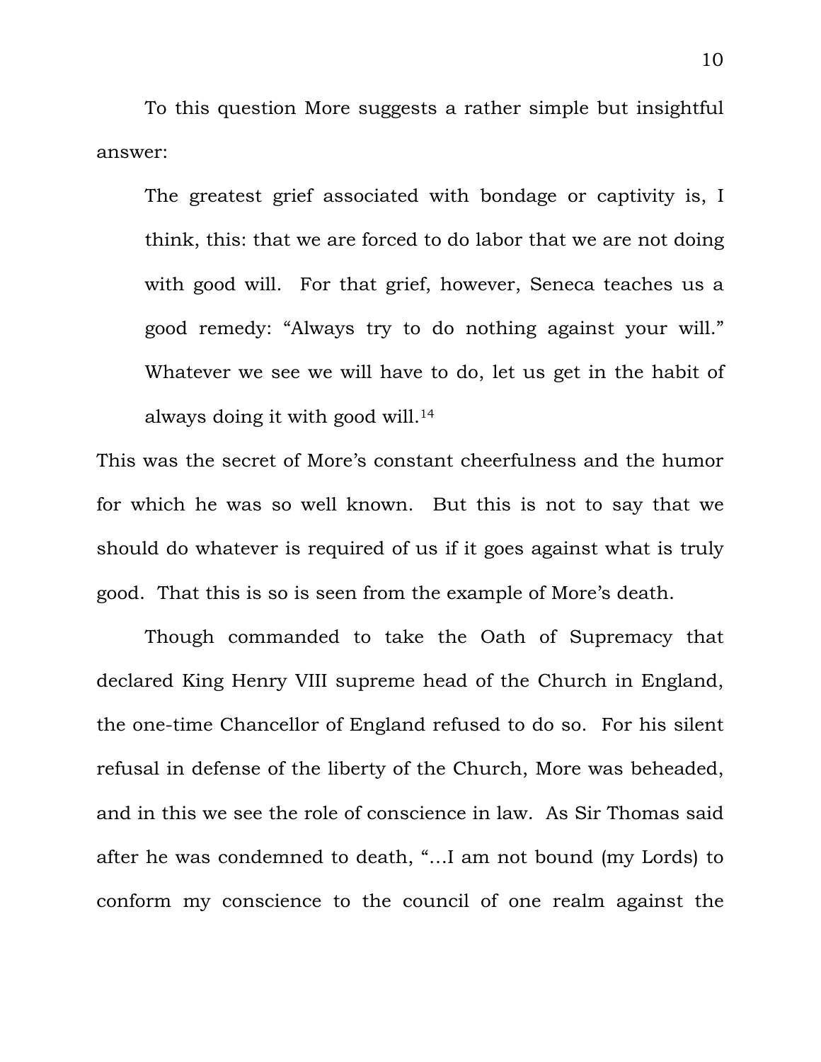To this question More suggests a rather simple but insightful answer:

> The greatest grief associated with bondage or captivity is, I think, this: that we are forced to do labor that we are not doing with good will. For that grief, however, Seneca teaches us a good remedy: "Always try to do nothing against your will." Whatever we see we will have to do, let us get in the habit of always doing it with good will.[14]

This was the secret of More's constant cheerfulness and the humor for which he was so well known. But this is not to say that we should do whatever is required of us if it goes against what is truly good. That this is so is seen from the example of More's death.

Though commanded to take the Oath of Supremacy that declared King Henry VIII supreme head of the Church in England, the one-time Chancellor of England refused to do so. For his silent refusal in defense of the liberty of the Church, More was beheaded, and in this we see the role of conscience in law. As Sir Thomas said after he was condemned to death, "…I am not bound (my Lords) to conform my conscience to the council of one realm against the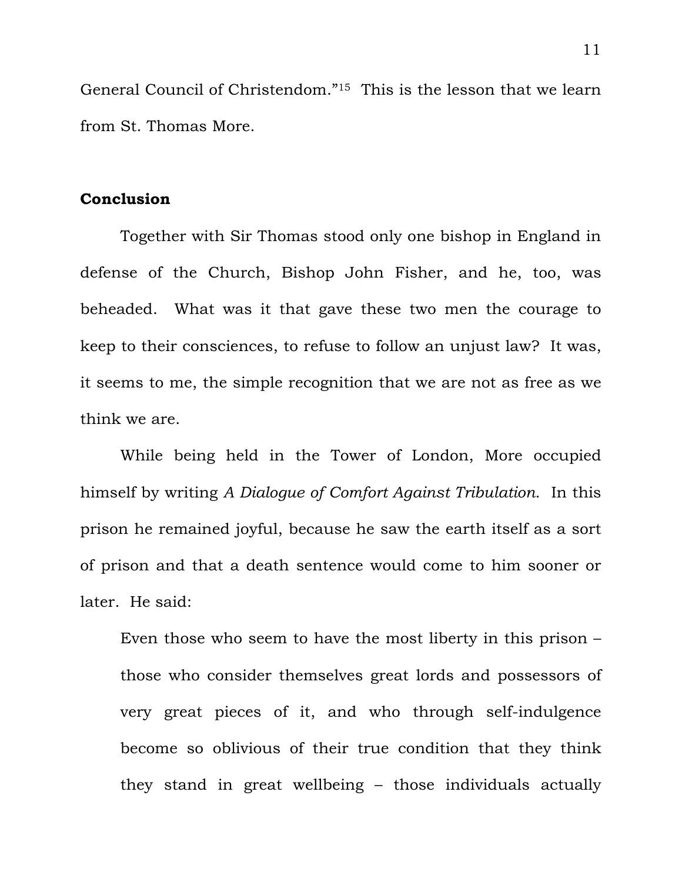General Council of Christendom."[15] This is the lesson that we learn from St. Thomas More.

## Conclusion

Together with Sir Thomas stood only one bishop in England in defense of the Church, Bishop John Fisher, and he, too, was beheaded. What was it that gave these two men the courage to keep to their consciences, to refuse to follow an unjust law? It was, it seems to me, the simple recognition that we are not as free as we think we are.

While being held in the Tower of London, More occupied himself by writing *A Dialogue of Comfort Against Tribulation*. In this prison he remained joyful, because he saw the earth itself as a sort of prison and that a death sentence would come to him sooner or later. He said:

> Even those who seem to have the most liberty in this prison – those who consider themselves great lords and possessors of very great pieces of it, and who through self-indulgence become so oblivious of their true condition that they think they stand in great wellbeing – those individuals actually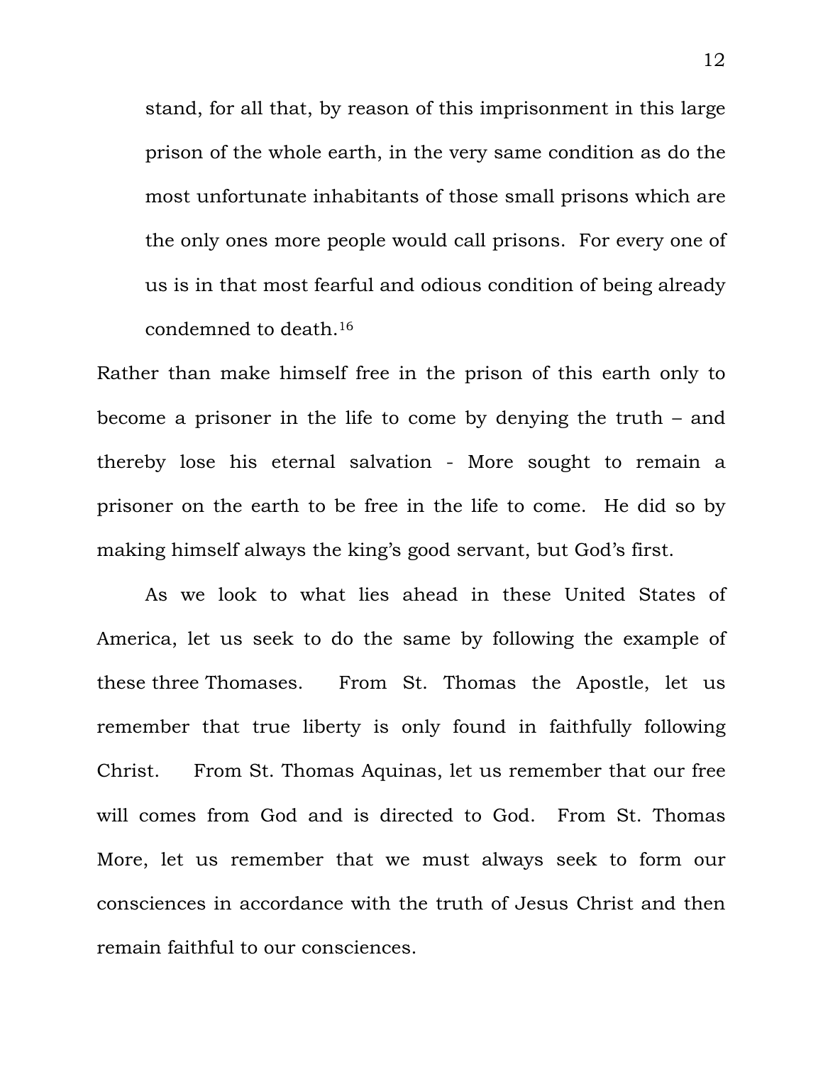> stand, for all that, by reason of this imprisonment in this large prison of the whole earth, in the very same condition as do the most unfortunate inhabitants of those small prisons which are the only ones more people would call prisons. For every one of us is in that most fearful and odious condition of being already condemned to death.[16]

Rather than make himself free in the prison of this earth only to become a prisoner in the life to come by denying the truth – and thereby lose his eternal salvation - More sought to remain a prisoner on the earth to be free in the life to come. He did so by making himself always the king's good servant, but God's first.

As we look to what lies ahead in these United States of America, let us seek to do the same by following the example of these three Thomases. From St. Thomas the Apostle, let us remember that true liberty is only found in faithfully following Christ. From St. Thomas Aquinas, let us remember that our free will comes from God and is directed to God. From St. Thomas More, let us remember that we must always seek to form our consciences in accordance with the truth of Jesus Christ and then remain faithful to our consciences.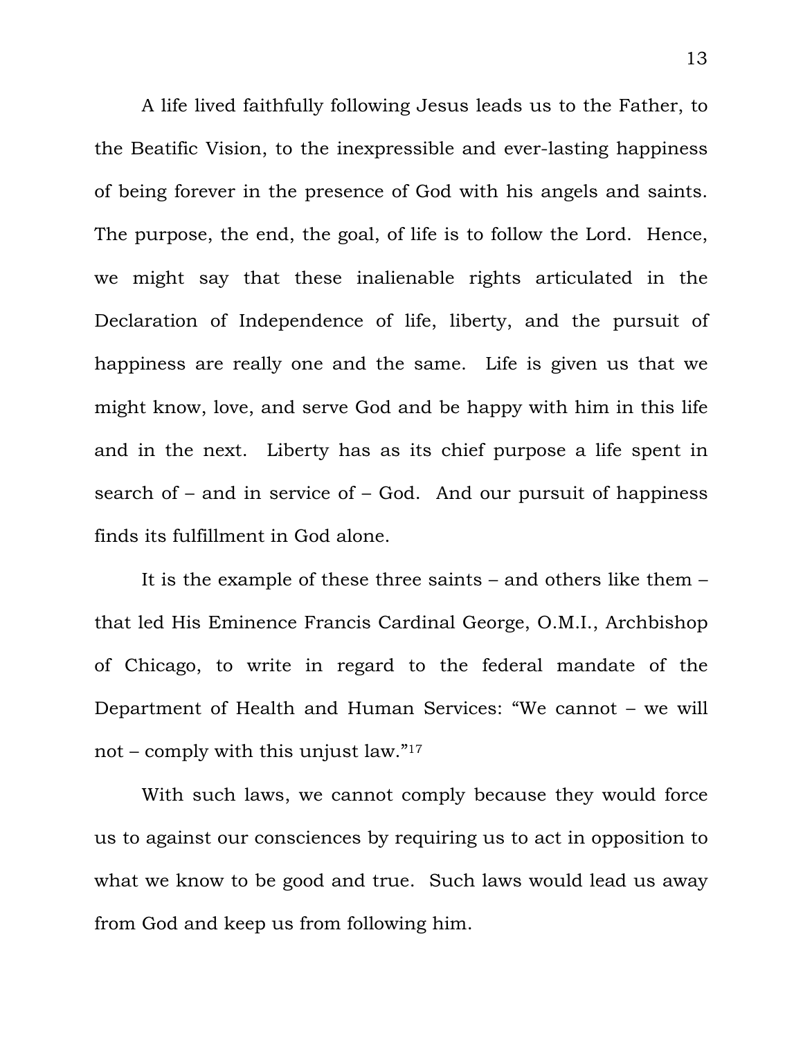A life lived faithfully following Jesus leads us to the Father, to the Beatific Vision, to the inexpressible and ever-lasting happiness of being forever in the presence of God with his angels and saints. The purpose, the end, the goal, of life is to follow the Lord. Hence, we might say that these inalienable rights articulated in the Declaration of Independence of life, liberty, and the pursuit of happiness are really one and the same. Life is given us that we might know, love, and serve God and be happy with him in this life and in the next. Liberty has as its chief purpose a life spent in search of – and in service of – God. And our pursuit of happiness finds its fulfillment in God alone.

It is the example of these three saints – and others like them – that led His Eminence Francis Cardinal George, O.M.I., Archbishop of Chicago, to write in regard to the federal mandate of the Department of Health and Human Services: “We cannot – we will not – comply with this unjust law.”[17]

With such laws, we cannot comply because they would force us to against our consciences by requiring us to act in opposition to what we know to be good and true. Such laws would lead us away from God and keep us from following him.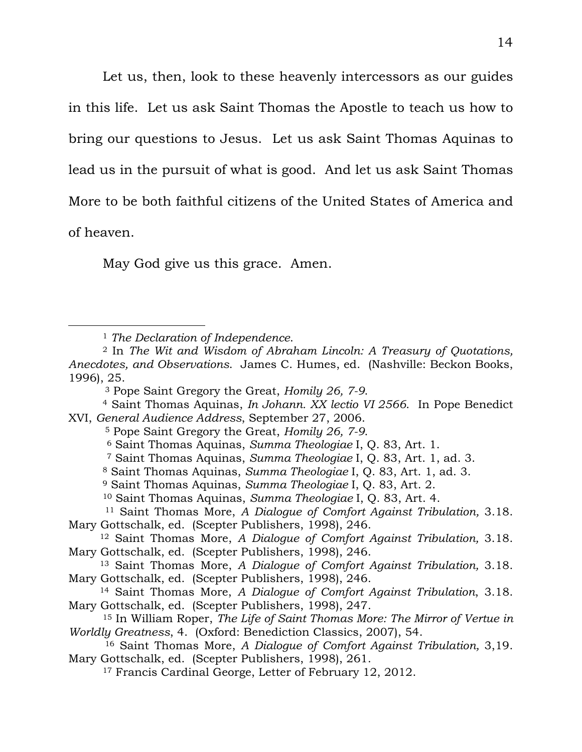Let us, then, look to these heavenly intercessors as our guides in this life. Let us ask Saint Thomas the Apostle to teach us how to bring our questions to Jesus. Let us ask Saint Thomas Aquinas to lead us in the pursuit of what is good. And let us ask Saint Thomas More to be both faithful citizens of the United States of America and of heaven.

May God give us this grace. Amen.

---

[1] *The Declaration of Independence*.

[2] In *The Wit and Wisdom of Abraham Lincoln: A Treasury of Quotations, Anecdotes, and Observations.* James C. Humes, ed. (Nashville: Beckon Books, 1996), 25.

[3] Pope Saint Gregory the Great, *Homily 26, 7-9*.

[4] Saint Thomas Aquinas, *In Johann. XX lectio VI 2566*. In Pope Benedict XVI, *General Audience Address*, September 27, 2006.

[5] Pope Saint Gregory the Great, *Homily 26, 7-9*.

[6] Saint Thomas Aquinas, *Summa Theologiae* I, Q. 83, Art. 1.

[7] Saint Thomas Aquinas, *Summa Theologiae* I, Q. 83, Art. 1, ad. 3.

[8] Saint Thomas Aquinas, *Summa Theologiae* I, Q. 83, Art. 1, ad. 3.

[9] Saint Thomas Aquinas, *Summa Theologiae* I, Q. 83, Art. 2.

[10] Saint Thomas Aquinas, *Summa Theologiae* I, Q. 83, Art. 4.

[11] Saint Thomas More, *A Dialogue of Comfort Against Tribulation,* 3.18. Mary Gottschalk, ed. (Scepter Publishers, 1998), 246.

[12] Saint Thomas More, *A Dialogue of Comfort Against Tribulation,* 3.18. Mary Gottschalk, ed. (Scepter Publishers, 1998), 246.

[13] Saint Thomas More, *A Dialogue of Comfort Against Tribulation,* 3.18. Mary Gottschalk, ed. (Scepter Publishers, 1998), 246.

[14] Saint Thomas More, *A Dialogue of Comfort Against Tribulation*, 3.18. Mary Gottschalk, ed. (Scepter Publishers, 1998), 247.

[15] In William Roper, *The Life of Saint Thomas More: The Mirror of Vertue in Worldly Greatness*, 4. (Oxford: Benediction Classics, 2007), 54.

[16] Saint Thomas More, *A Dialogue of Comfort Against Tribulation,* 3,19. Mary Gottschalk, ed. (Scepter Publishers, 1998), 261.

[17] Francis Cardinal George, Letter of February 12, 2012.